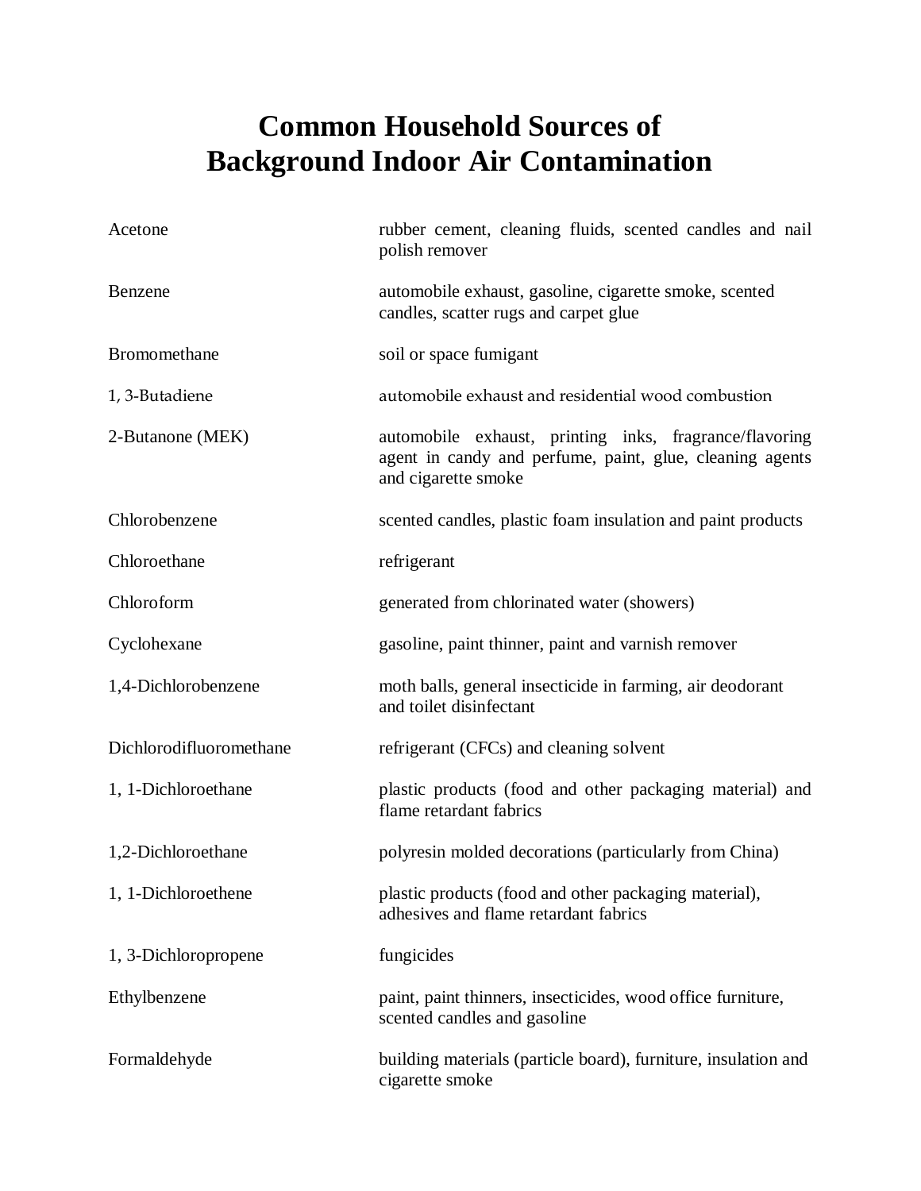# Common Household Sources of Background Indoor Air Contamination

| | |
|---|---|
| Acetone | rubber cement, cleaning fluids, scented candles and nail polish remover |
| Benzene | automobile exhaust, gasoline, cigarette smoke, scented candles, scatter rugs and carpet glue |
| Bromomethane | soil or space fumigant |
| 1, 3-Butadiene | automobile exhaust and residential wood combustion |
| 2-Butanone (MEK) | automobile exhaust, printing inks, fragrance/flavoring agent in candy and perfume, paint, glue, cleaning agents and cigarette smoke |
| Chlorobenzene | scented candles, plastic foam insulation and paint products |
| Chloroethane | refrigerant |
| Chloroform | generated from chlorinated water (showers) |
| Cyclohexane | gasoline, paint thinner, paint and varnish remover |
| 1,4-Dichlorobenzene | moth balls, general insecticide in farming, air deodorant and toilet disinfectant |
| Dichlorodifluoromethane | refrigerant (CFCs) and cleaning solvent |
| 1, 1-Dichloroethane | plastic products (food and other packaging material) and flame retardant fabrics |
| 1,2-Dichloroethane | polyresin molded decorations (particularly from China) |
| 1, 1-Dichloroethene | plastic products (food and other packaging material), adhesives and flame retardant fabrics |
| 1, 3-Dichloropropene | fungicides |
| Ethylbenzene | paint, paint thinners, insecticides, wood office furniture, scented candles and gasoline |
| Formaldehyde | building materials (particle board), furniture, insulation and cigarette smoke |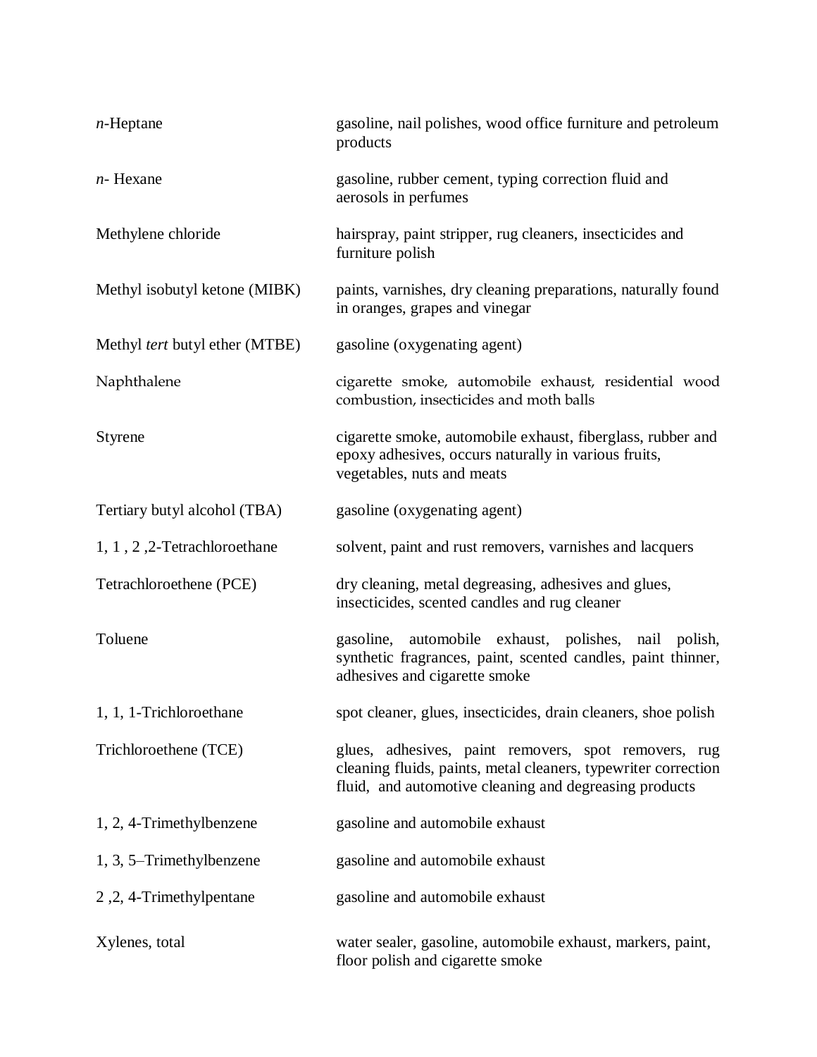| | |
|---|---|
| *n*-Heptane | gasoline, nail polishes, wood office furniture and petroleum products |
| *n*- Hexane | gasoline, rubber cement, typing correction fluid and aerosols in perfumes |
| Methylene chloride | hairspray, paint stripper, rug cleaners, insecticides and furniture polish |
| Methyl isobutyl ketone (MIBK) | paints, varnishes, dry cleaning preparations, naturally found in oranges, grapes and vinegar |
| Methyl *tert* butyl ether (MTBE) | gasoline (oxygenating agent) |
| Naphthalene | cigarette smoke, automobile exhaust, residential wood combustion, insecticides and moth balls |
| Styrene | cigarette smoke, automobile exhaust, fiberglass, rubber and epoxy adhesives, occurs naturally in various fruits, vegetables, nuts and meats |
| Tertiary butyl alcohol (TBA) | gasoline (oxygenating agent) |
| 1, 1 , 2 ,2-Tetrachloroethane | solvent, paint and rust removers, varnishes and lacquers |
| Tetrachloroethene (PCE) | dry cleaning, metal degreasing, adhesives and glues, insecticides, scented candles and rug cleaner |
| Toluene | gasoline, automobile exhaust, polishes, nail polish, synthetic fragrances, paint, scented candles, paint thinner, adhesives and cigarette smoke |
| 1, 1, 1-Trichloroethane | spot cleaner, glues, insecticides, drain cleaners, shoe polish |
| Trichloroethene (TCE) | glues, adhesives, paint removers, spot removers, rug cleaning fluids, paints, metal cleaners, typewriter correction fluid, and automotive cleaning and degreasing products |
| 1, 2, 4-Trimethylbenzene | gasoline and automobile exhaust |
| 1, 3, 5–Trimethylbenzene | gasoline and automobile exhaust |
| 2 ,2, 4-Trimethylpentane | gasoline and automobile exhaust |
| Xylenes, total | water sealer, gasoline, automobile exhaust, markers, paint, floor polish and cigarette smoke |